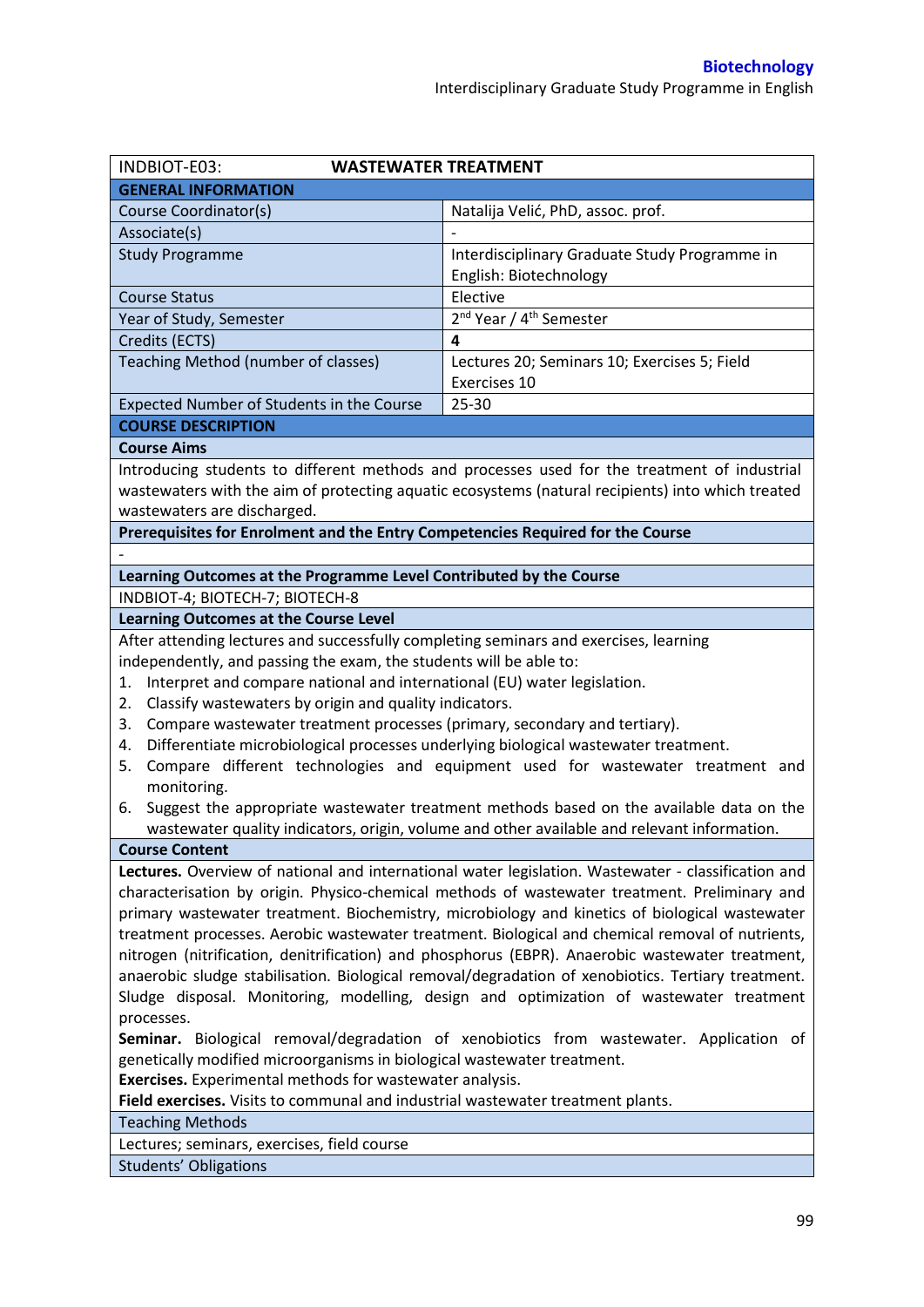| INDBIOT-E03: | **WASTEWATER TREATMENT** |
|---|---|
| **GENERAL INFORMATION** | |
| Course Coordinator(s) | Natalija Velić, PhD, assoc. prof. |
| Associate(s) | - |
| Study Programme | Interdisciplinary Graduate Study Programme in English: Biotechnology |
| Course Status | Elective |
| Year of Study, Semester | 2nd Year / 4th Semester |
| Credits (ECTS) | **4** |
| Teaching Method (number of classes) | Lectures 20; Seminars 10; Exercises 5; Field Exercises 10 |
| Expected Number of Students in the Course | 25-30 |
| **COURSE DESCRIPTION** | |

**Course Aims**

Introducing students to different methods and processes used for the treatment of industrial wastewaters with the aim of protecting aquatic ecosystems (natural recipients) into which treated wastewaters are discharged.

**Prerequisites for Enrolment and the Entry Competencies Required for the Course**

-

**Learning Outcomes at the Programme Level Contributed by the Course**

INDBIOT-4; BIOTECH-7; BIOTECH-8

**Learning Outcomes at the Course Level**

After attending lectures and successfully completing seminars and exercises, learning independently, and passing the exam, the students will be able to:

1. Interpret and compare national and international (EU) water legislation.
2. Classify wastewaters by origin and quality indicators.
3. Compare wastewater treatment processes (primary, secondary and tertiary).
4. Differentiate microbiological processes underlying biological wastewater treatment.
5. Compare different technologies and equipment used for wastewater treatment and monitoring.
6. Suggest the appropriate wastewater treatment methods based on the available data on the wastewater quality indicators, origin, volume and other available and relevant information.

**Course Content**

**Lectures.** Overview of national and international water legislation. Wastewater - classification and characterisation by origin. Physico-chemical methods of wastewater treatment. Preliminary and primary wastewater treatment. Biochemistry, microbiology and kinetics of biological wastewater treatment processes. Aerobic wastewater treatment. Biological and chemical removal of nutrients, nitrogen (nitrification, denitrification) and phosphorus (EBPR). Anaerobic wastewater treatment, anaerobic sludge stabilisation. Biological removal/degradation of xenobiotics. Tertiary treatment. Sludge disposal. Monitoring, modelling, design and optimization of wastewater treatment processes.

**Seminar.** Biological removal/degradation of xenobiotics from wastewater. Application of genetically modified microorganisms in biological wastewater treatment.

**Exercises.** Experimental methods for wastewater analysis.

**Field exercises.** Visits to communal and industrial wastewater treatment plants.

Teaching Methods

Lectures; seminars, exercises, field course

Students' Obligations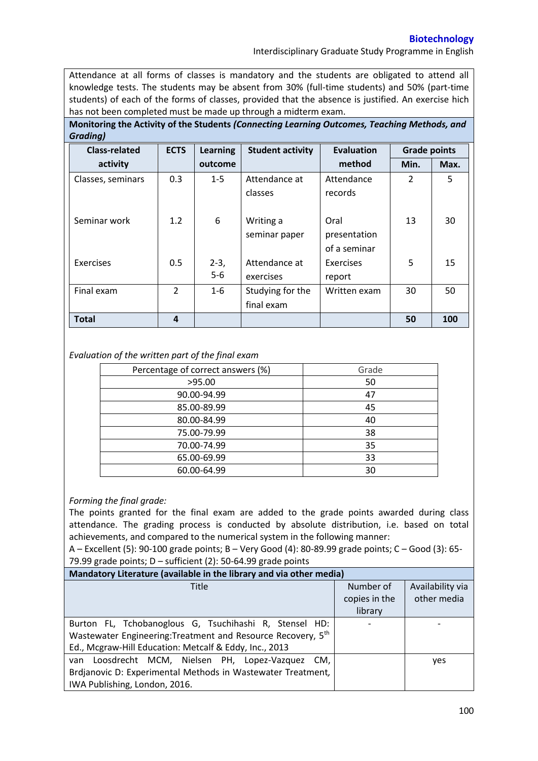Attendance at all forms of classes is mandatory and the students are obligated to attend all knowledge tests. The students may be absent from 30% (full-time students) and 50% (part-time students) of each of the forms of classes, provided that the absence is justified. An exercise hich has not been completed must be made up through a midterm exam.

**Monitoring the Activity of the Students *(Connecting Learning Outcomes, Teaching Methods, and Grading)***

| Class-related activity | ECTS | Learning outcome | Student activity | Evaluation method | Grade points | |
|---|---|---|---|---|---|---|
| | | | | | Min. | Max. |
| Classes, seminars | 0.3 | 1-5 | Attendance at classes | Attendance records | 2 | 5 |
| Seminar work | 1.2 | 6 | Writing a seminar paper | Oral presentation of a seminar | 13 | 30 |
| Exercises | 0.5 | 2-3, 5-6 | Attendance at exercises | Exercises report | 5 | 15 |
| Final exam | 2 | 1-6 | Studying for the final exam | Written exam | 30 | 50 |
| **Total** | **4** | | | | **50** | **100** |

*Evaluation of the written part of the final exam*

| Percentage of correct answers (%) | Grade |
|---|---|
| >95.00 | 50 |
| 90.00-94.99 | 47 |
| 85.00-89.99 | 45 |
| 80.00-84.99 | 40 |
| 75.00-79.99 | 38 |
| 70.00-74.99 | 35 |
| 65.00-69.99 | 33 |
| 60.00-64.99 | 30 |

*Forming the final grade:*

The points granted for the final exam are added to the grade points awarded during class attendance. The grading process is conducted by absolute distribution, i.e. based on total achievements, and compared to the numerical system in the following manner:

A – Excellent (5): 90-100 grade points; B – Very Good (4): 80-89.99 grade points; C – Good (3): 65-79.99 grade points; D – sufficient (2): 50-64.99 grade points

**Mandatory Literature (available in the library and via other media)**

| Title | Number of copies in the library | Availability via other media |
|---|---|---|
| Burton FL, Tchobanoglous G, Tsuchihashi R, Stensel HD: Wastewater Engineering:Treatment and Resource Recovery, 5th Ed., Mcgraw-Hill Education: Metcalf & Eddy, Inc., 2013 | - | - |
| van Loosdrecht MCM, Nielsen PH, Lopez-Vazquez CM, Brdjanovic D: Experimental Methods in Wastewater Treatment, IWA Publishing, London, 2016. | | yes |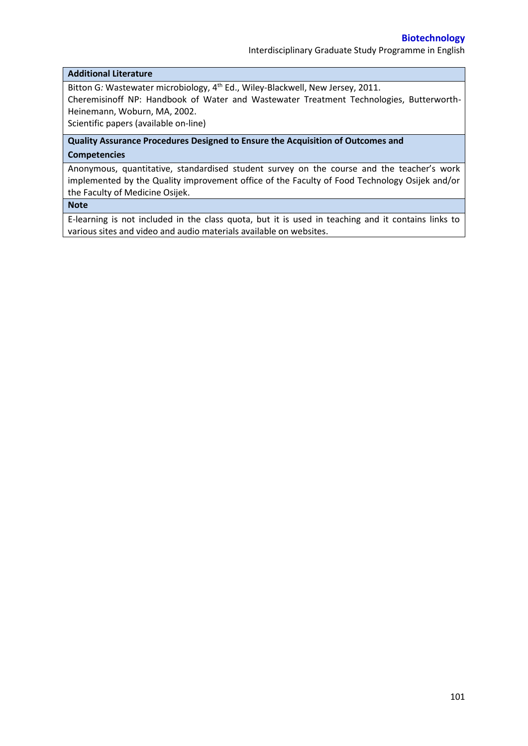**Additional Literature**

Bitton G*:* Wastewater microbiology, 4th Ed., Wiley-Blackwell, New Jersey, 2011.
Cheremisinoff NP: Handbook of Water and Wastewater Treatment Technologies, Butterworth-Heinemann, Woburn, MA, 2002.
Scientific papers (available on-line)

**Quality Assurance Procedures Designed to Ensure the Acquisition of Outcomes and Competencies**

Anonymous, quantitative, standardised student survey on the course and the teacher's work implemented by the Quality improvement office of the Faculty of Food Technology Osijek and/or the Faculty of Medicine Osijek.

**Note**

E-learning is not included in the class quota, but it is used in teaching and it contains links to various sites and video and audio materials available on websites.